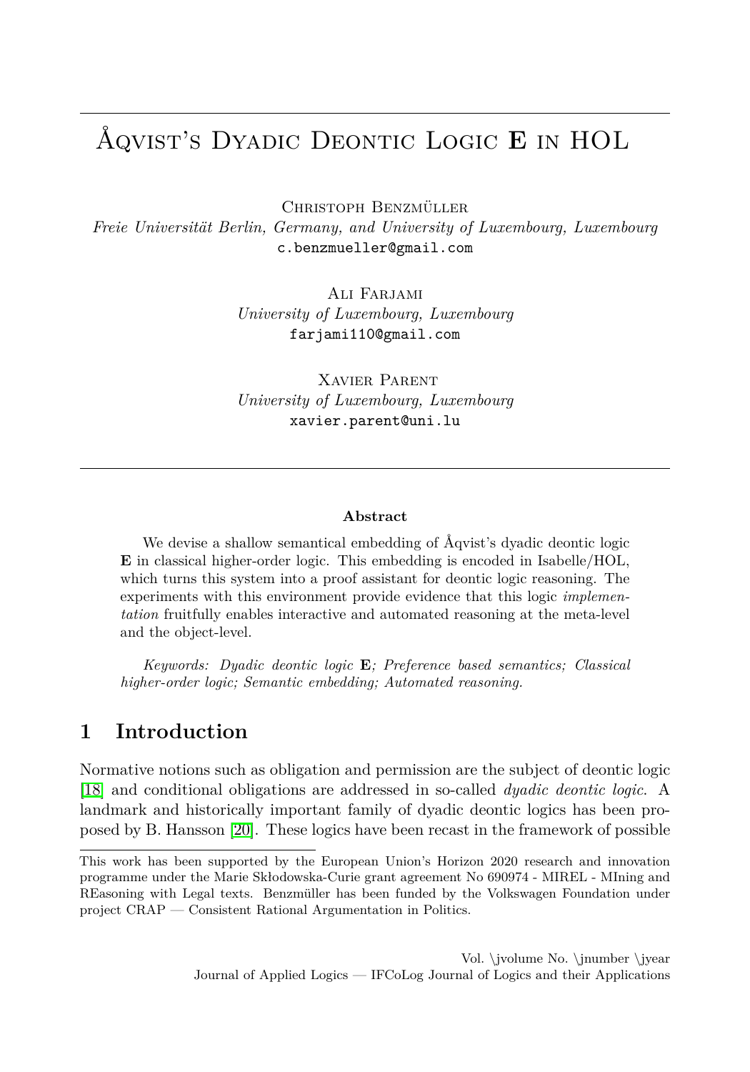# Åqvist's Dyadic Deontic Logic **E** in HOL

Christoph Benzmüller  
*Freie Universität Berlin, Germany, and University of Luxembourg, Luxembourg*  
c.benzmueller@gmail.com

Ali Farjami  
*University of Luxembourg, Luxembourg*  
farjami110@gmail.com

Xavier Parent  
*University of Luxembourg, Luxembourg*  
xavier.parent@uni.lu

**Abstract**

We devise a shallow semantical embedding of Åqvist's dyadic deontic logic **E** in classical higher-order logic. This embedding is encoded in Isabelle/HOL, which turns this system into a proof assistant for deontic logic reasoning. The experiments with this environment provide evidence that this logic *implementation* fruitfully enables interactive and automated reasoning at the meta-level and the object-level.

*Keywords: Dyadic deontic logic* **E***; Preference based semantics; Classical higher-order logic; Semantic embedding; Automated reasoning.*

## 1 Introduction

Normative notions such as obligation and permission are the subject of deontic logic [18] and conditional obligations are addressed in so-called *dyadic deontic logic*. A landmark and historically important family of dyadic deontic logics has been proposed by B. Hansson [20]. These logics have been recast in the framework of possible

---

This work has been supported by the European Union's Horizon 2020 research and innovation programme under the Marie Skłodowska-Curie grant agreement No 690974 - MIREL - MIning and REasoning with Legal texts. Benzmüller has been funded by the Volkswagen Foundation under project CRAP — Consistent Rational Argumentation in Politics.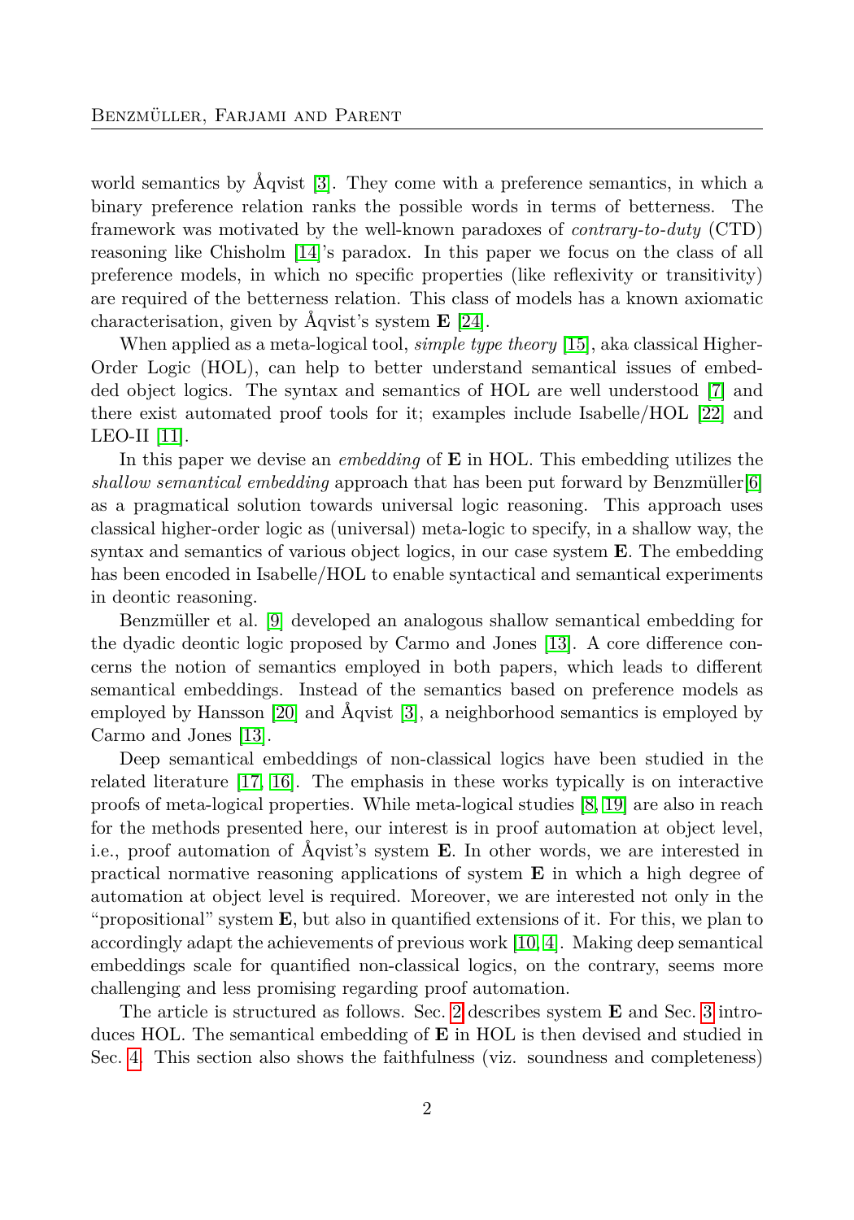world semantics by Åqvist [3]. They come with a preference semantics, in which a binary preference relation ranks the possible words in terms of betterness. The framework was motivated by the well-known paradoxes of *contrary-to-duty* (CTD) reasoning like Chisholm [14]'s paradox. In this paper we focus on the class of all preference models, in which no specific properties (like reflexivity or transitivity) are required of the betterness relation. This class of models has a known axiomatic characterisation, given by Åqvist's system **E** [24].

When applied as a meta-logical tool, *simple type theory* [15], aka classical Higher-Order Logic (HOL), can help to better understand semantical issues of embedded object logics. The syntax and semantics of HOL are well understood [7] and there exist automated proof tools for it; examples include Isabelle/HOL [22] and LEO-II [11].

In this paper we devise an *embedding* of **E** in HOL. This embedding utilizes the *shallow semantical embedding* approach that has been put forward by Benzmüller[6] as a pragmatical solution towards universal logic reasoning. This approach uses classical higher-order logic as (universal) meta-logic to specify, in a shallow way, the syntax and semantics of various object logics, in our case system **E**. The embedding has been encoded in Isabelle/HOL to enable syntactical and semantical experiments in deontic reasoning.

Benzmüller et al. [9] developed an analogous shallow semantical embedding for the dyadic deontic logic proposed by Carmo and Jones [13]. A core difference concerns the notion of semantics employed in both papers, which leads to different semantical embeddings. Instead of the semantics based on preference models as employed by Hansson [20] and Åqvist [3], a neighborhood semantics is employed by Carmo and Jones [13].

Deep semantical embeddings of non-classical logics have been studied in the related literature [17, 16]. The emphasis in these works typically is on interactive proofs of meta-logical properties. While meta-logical studies [8, 19] are also in reach for the methods presented here, our interest is in proof automation at object level, i.e., proof automation of Åqvist's system **E**. In other words, we are interested in practical normative reasoning applications of system **E** in which a high degree of automation at object level is required. Moreover, we are interested not only in the "propositional" system **E**, but also in quantified extensions of it. For this, we plan to accordingly adapt the achievements of previous work [10, 4]. Making deep semantical embeddings scale for quantified non-classical logics, on the contrary, seems more challenging and less promising regarding proof automation.

The article is structured as follows. Sec. 2 describes system **E** and Sec. 3 introduces HOL. The semantical embedding of **E** in HOL is then devised and studied in Sec. 4. This section also shows the faithfulness (viz. soundness and completeness)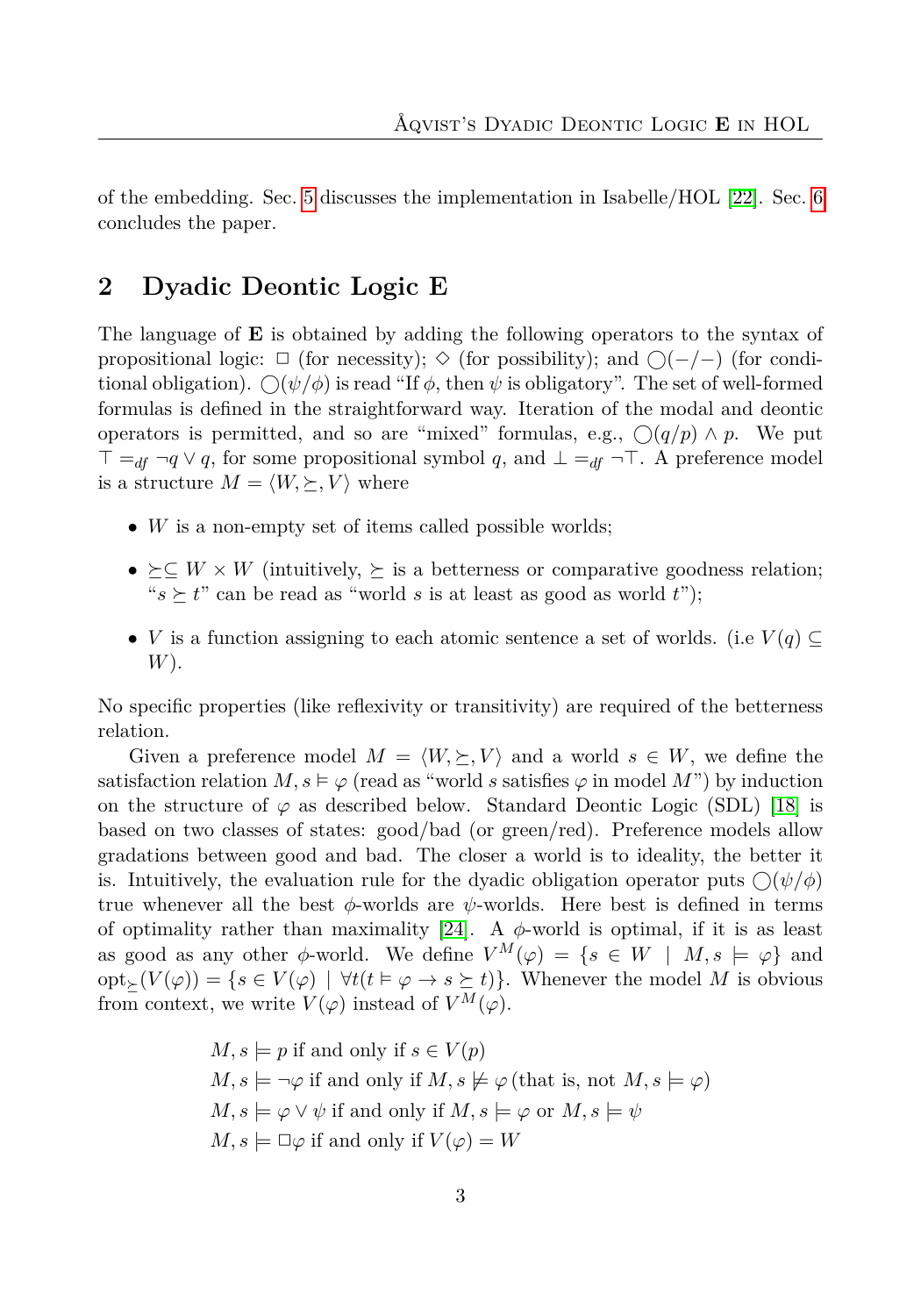of the embedding. Sec. 5 discusses the implementation in Isabelle/HOL [22]. Sec. 6 concludes the paper.

## 2 Dyadic Deontic Logic E

The language of **E** is obtained by adding the following operators to the syntax of propositional logic: $\Box$ (for necessity); $\Diamond$ (for possibility); and $\bigcirc(-/-)$ (for conditional obligation). $\bigcirc(\psi/\phi)$ is read "If $\phi$, then $\psi$ is obligatory". The set of well-formed formulas is defined in the straightforward way. Iteration of the modal and deontic operators is permitted, and so are "mixed" formulas, e.g., $\bigcirc(q/p) \wedge p$. We put $\top =_{df} \neg q \vee q$, for some propositional symbol $q$, and $\bot =_{df} \neg\top$. A preference model is a structure $M = \langle W, \succeq, V\rangle$ where

- $W$ is a non-empty set of items called possible worlds;
- $\succeq \subseteq W \times W$ (intuitively, $\succeq$ is a betterness or comparative goodness relation; "$s \succeq t$" can be read as "world $s$ is at least as good as world $t$");
- $V$ is a function assigning to each atomic sentence a set of worlds. (i.e $V(q) \subseteq W$).

No specific properties (like reflexivity or transitivity) are required of the betterness relation.

Given a preference model $M = \langle W, \succeq, V\rangle$ and a world $s \in W$, we define the satisfaction relation $M, s \vDash \varphi$ (read as "world $s$ satisfies $\varphi$ in model $M$") by induction on the structure of $\varphi$ as described below. Standard Deontic Logic (SDL) [18] is based on two classes of states: good/bad (or green/red). Preference models allow gradations between good and bad. The closer a world is to ideality, the better it is. Intuitively, the evaluation rule for the dyadic obligation operator puts $\bigcirc(\psi/\phi)$ true whenever all the best $\phi$-worlds are $\psi$-worlds. Here best is defined in terms of optimality rather than maximality [24]. A $\phi$-world is optimal, if it is as least as good as any other $\phi$-world. We define $V^M(\varphi) = \{s \in W \mid M, s \models \varphi\}$ and $\text{opt}_{\succeq}(V(\varphi)) = \{s \in V(\varphi) \mid \forall t(t \vDash \varphi \rightarrow s \succeq t)\}$. Whenever the model $M$ is obvious from context, we write $V(\varphi)$ instead of $V^M(\varphi)$.

$$M, s \models p \text{ if and only if } s \in V(p)$$
$$M, s \models \neg\varphi \text{ if and only if } M, s \not\models \varphi \text{ (that is, not } M, s \models \varphi)$$
$$M, s \models \varphi \vee \psi \text{ if and only if } M, s \models \varphi \text{ or } M, s \models \psi$$
$$M, s \models \Box\varphi \text{ if and only if } V(\varphi) = W$$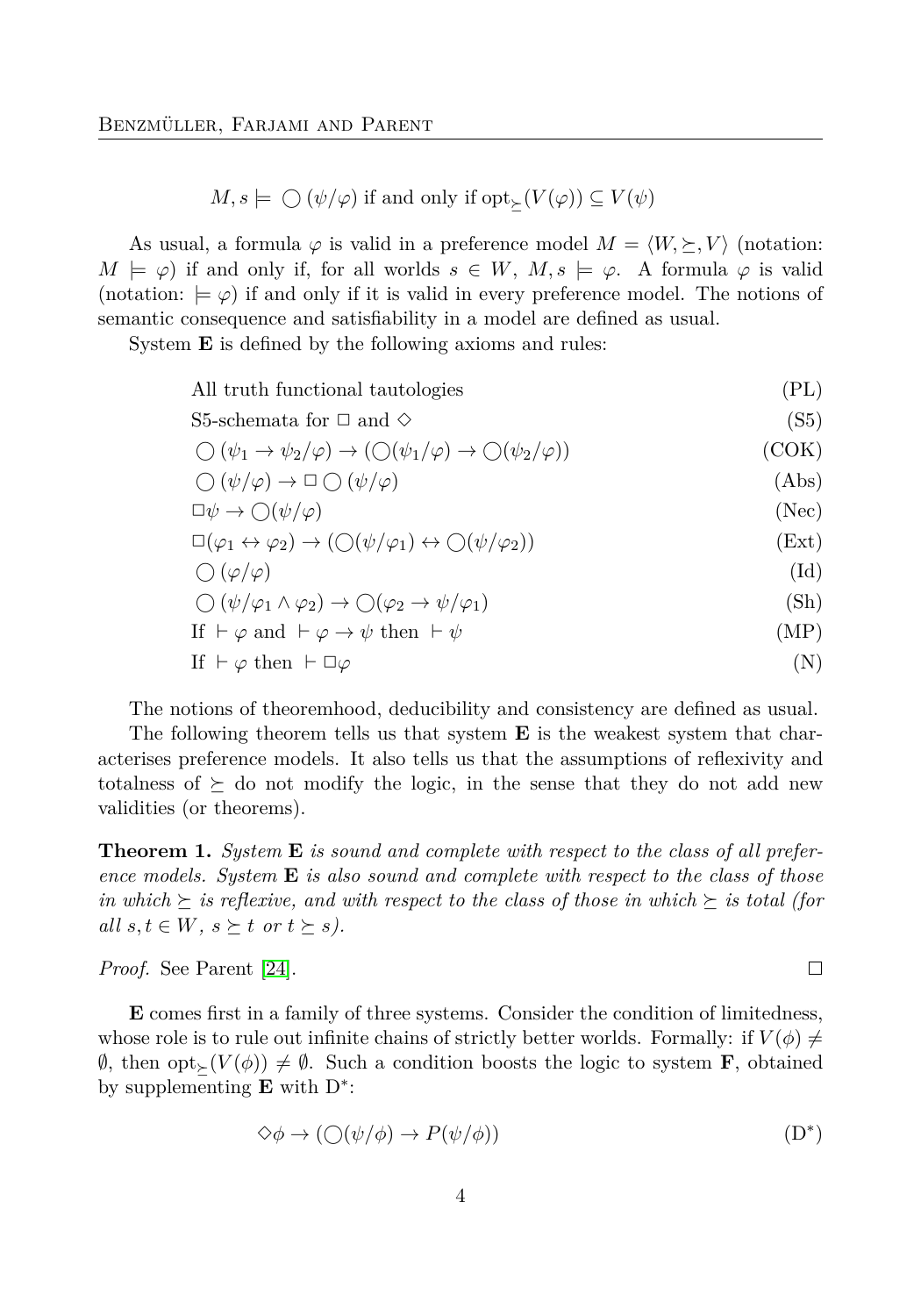$$M, s \models \bigcirc(\psi/\varphi) \text{ if and only if } \text{opt}_{\succeq}(V(\varphi)) \subseteq V(\psi)$$

As usual, a formula $\varphi$ is valid in a preference model $M = \langle W, \succeq, V\rangle$ (notation: $M \models \varphi$) if and only if, for all worlds $s \in W$, $M, s \models \varphi$. A formula $\varphi$ is valid (notation: $\models \varphi$) if and only if it is valid in every preference model. The notions of semantic consequence and satisfiability in a model are defined as usual.

System **E** is defined by the following axioms and rules:

$$\text{All truth functional tautologies} \tag{PL}$$

$$\text{S5-schemata for } \Box \text{ and } \Diamond \tag{S5}$$

$$\bigcirc(\psi_1 \to \psi_2/\varphi) \to (\bigcirc(\psi_1/\varphi) \to \bigcirc(\psi_2/\varphi)) \tag{COK}$$

$$\bigcirc(\psi/\varphi) \to \Box\bigcirc(\psi/\varphi) \tag{Abs}$$

$$\Box\psi \to \bigcirc(\psi/\varphi) \tag{Nec}$$

$$\Box(\varphi_1 \leftrightarrow \varphi_2) \to (\bigcirc(\psi/\varphi_1) \leftrightarrow \bigcirc(\psi/\varphi_2)) \tag{Ext}$$

$$\bigcirc(\varphi/\varphi) \tag{Id}$$

$$\bigcirc(\psi/\varphi_1 \wedge \varphi_2) \to \bigcirc(\varphi_2 \to \psi/\varphi_1) \tag{Sh}$$

$$\text{If } \vdash \varphi \text{ and } \vdash \varphi \to \psi \text{ then } \vdash \psi \tag{MP}$$

$$\text{If } \vdash \varphi \text{ then } \vdash \Box\varphi \tag{N}$$

The notions of theoremhood, deducibility and consistency are defined as usual.

The following theorem tells us that system **E** is the weakest system that characterises preference models. It also tells us that the assumptions of reflexivity and totalness of $\succeq$ do not modify the logic, in the sense that they do not add new validities (or theorems).

**Theorem 1.** *System* **E** *is sound and complete with respect to the class of all preference models. System* **E** *is also sound and complete with respect to the class of those in which $\succeq$ is reflexive, and with respect to the class of those in which $\succeq$ is total (for all $s, t \in W$, $s \succeq t$ or $t \succeq s$).*

*Proof.* See Parent [24]. □

**E** comes first in a family of three systems. Consider the condition of limitedness, whose role is to rule out infinite chains of strictly better worlds. Formally: if $V(\phi) \neq \emptyset$, then $\text{opt}_{\succeq}(V(\phi)) \neq \emptyset$. Such a condition boosts the logic to system **F**, obtained by supplementing **E** with $\text{D}^*$:

$$\Diamond\phi \to (\bigcirc(\psi/\phi) \to P(\psi/\phi)) \tag{D$^*$}$$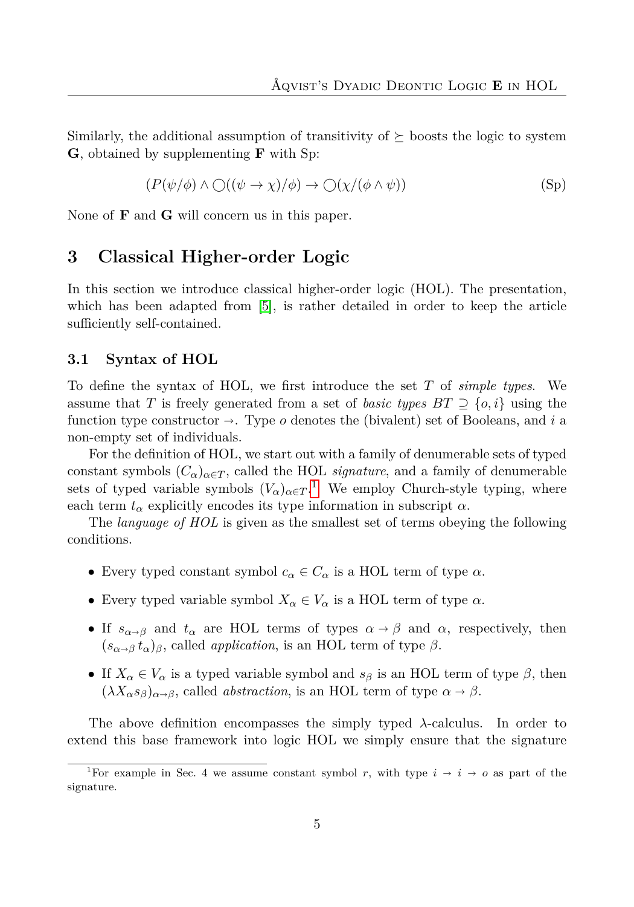Similarly, the additional assumption of transitivity of $\succeq$ boosts the logic to system **G**, obtained by supplementing **F** with Sp:

$$(P(\psi/\phi) \land \bigcirc((\psi \to \chi)/\phi) \to \bigcirc(\chi/(\phi \land \psi)) \tag{Sp}$$

None of **F** and **G** will concern us in this paper.

## 3 Classical Higher-order Logic

In this section we introduce classical higher-order logic (HOL). The presentation, which has been adapted from [5], is rather detailed in order to keep the article sufficiently self-contained.

### 3.1 Syntax of HOL

To define the syntax of HOL, we first introduce the set $T$ of *simple types*. We assume that $T$ is freely generated from a set of *basic types* $BT \supseteq \{o, i\}$ using the function type constructor $\to$. Type $o$ denotes the (bivalent) set of Booleans, and $i$ a non-empty set of individuals.

For the definition of HOL, we start out with a family of denumerable sets of typed constant symbols $(C_\alpha)_{\alpha \in T}$, called the HOL *signature*, and a family of denumerable sets of typed variable symbols $(V_\alpha)_{\alpha \in T}$.[1] We employ Church-style typing, where each term $t_\alpha$ explicitly encodes its type information in subscript $\alpha$.

The *language of HOL* is given as the smallest set of terms obeying the following conditions.

- Every typed constant symbol $c_\alpha \in C_\alpha$ is a HOL term of type $\alpha$.
- Every typed variable symbol $X_\alpha \in V_\alpha$ is a HOL term of type $\alpha$.
- If $s_{\alpha\to\beta}$ and $t_\alpha$ are HOL terms of types $\alpha \to \beta$ and $\alpha$, respectively, then $(s_{\alpha\to\beta}\, t_\alpha)_\beta$, called *application*, is an HOL term of type $\beta$.
- If $X_\alpha \in V_\alpha$ is a typed variable symbol and $s_\beta$ is an HOL term of type $\beta$, then $(\lambda X_\alpha s_\beta)_{\alpha\to\beta}$, called *abstraction*, is an HOL term of type $\alpha \to \beta$.

The above definition encompasses the simply typed $\lambda$-calculus. In order to extend this base framework into logic HOL we simply ensure that the signature

[1] For example in Sec. 4 we assume constant symbol $r$, with type $i \to i \to o$ as part of the signature.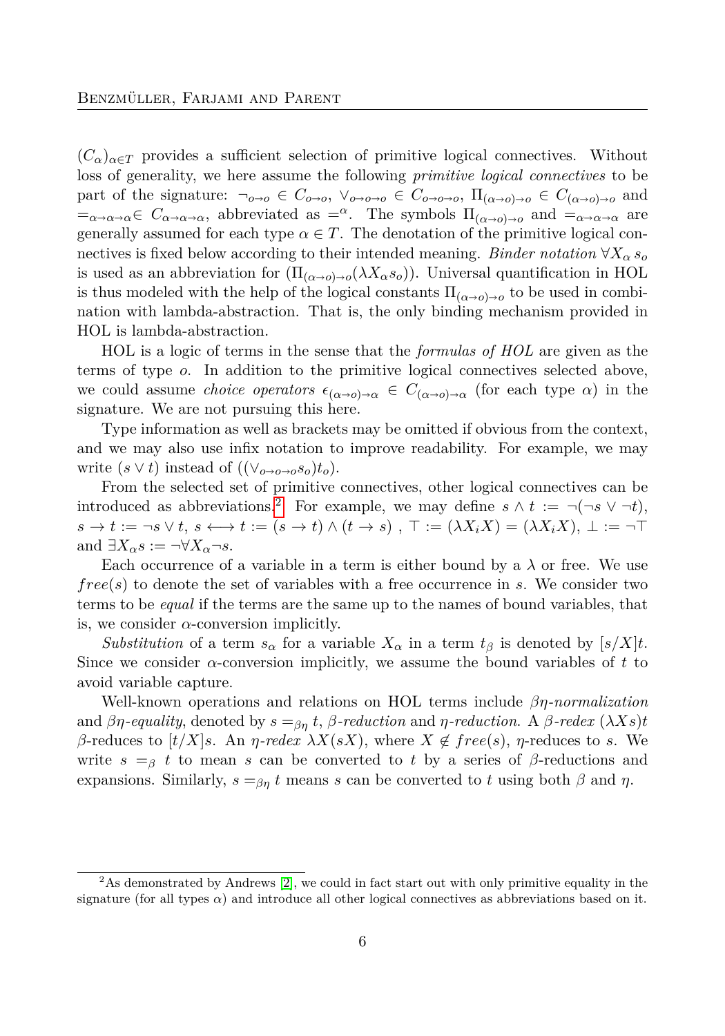$(C_\alpha)_{\alpha \in T}$ provides a sufficient selection of primitive logical connectives. Without loss of generality, we here assume the following *primitive logical connectives* to be part of the signature: $\neg_{o\to o} \in C_{o\to o}$, $\vee_{o\to o\to o} \in C_{o\to o\to o}$, $\Pi_{(\alpha\to o)\to o} \in C_{(\alpha\to o)\to o}$ and $=_{\alpha\to\alpha\to\alpha} \in C_{\alpha\to\alpha\to\alpha}$, abbreviated as $=^\alpha$. The symbols $\Pi_{(\alpha\to o)\to o}$ and $=_{\alpha\to\alpha\to\alpha}$ are generally assumed for each type $\alpha \in T$. The denotation of the primitive logical connectives is fixed below according to their intended meaning. *Binder notation* $\forall X_\alpha\, s_o$ is used as an abbreviation for $(\Pi_{(\alpha\to o)\to o}(\lambda X_\alpha s_o))$. Universal quantification in HOL is thus modeled with the help of the logical constants $\Pi_{(\alpha\to o)\to o}$ to be used in combination with lambda-abstraction. That is, the only binding mechanism provided in HOL is lambda-abstraction.

HOL is a logic of terms in the sense that the *formulas of HOL* are given as the terms of type $o$. In addition to the primitive logical connectives selected above, we could assume *choice operators* $\epsilon_{(\alpha\to o)\to\alpha} \in C_{(\alpha\to o)\to\alpha}$ (for each type $\alpha$) in the signature. We are not pursuing this here.

Type information as well as brackets may be omitted if obvious from the context, and we may also use infix notation to improve readability. For example, we may write $(s \vee t)$ instead of $((\vee_{o\to o\to o} s_o) t_o)$.

From the selected set of primitive connectives, other logical connectives can be introduced as abbreviations.[2] For example, we may define $s \wedge t := \neg(\neg s \vee \neg t)$, $s \to t := \neg s \vee t$, $s \longleftrightarrow t := (s \to t) \wedge (t \to s)$ , $\top := (\lambda X_i X) = (\lambda X_i X)$, $\bot := \neg\top$ and $\exists X_\alpha s := \neg\forall X_\alpha \neg s$.

Each occurrence of a variable in a term is either bound by a $\lambda$ or free. We use $free(s)$ to denote the set of variables with a free occurrence in $s$. We consider two terms to be *equal* if the terms are the same up to the names of bound variables, that is, we consider $\alpha$-conversion implicitly.

*Substitution* of a term $s_\alpha$ for a variable $X_\alpha$ in a term $t_\beta$ is denoted by $[s/X]t$. Since we consider $\alpha$-conversion implicitly, we assume the bound variables of $t$ to avoid variable capture.

Well-known operations and relations on HOL terms include *$\beta\eta$-normalization* and *$\beta\eta$-equality*, denoted by $s =_{\beta\eta} t$, *$\beta$-reduction* and *$\eta$-reduction*. A *$\beta$-redex* $(\lambda X s)t$ $\beta$-reduces to $[t/X]s$. An *$\eta$-redex* $\lambda X(sX)$, where $X \notin free(s)$, $\eta$-reduces to $s$. We write $s =_\beta t$ to mean $s$ can be converted to $t$ by a series of $\beta$-reductions and expansions. Similarly, $s =_{\beta\eta} t$ means $s$ can be converted to $t$ using both $\beta$ and $\eta$.

---

[2] As demonstrated by Andrews [2], we could in fact start out with only primitive equality in the signature (for all types $\alpha$) and introduce all other logical connectives as abbreviations based on it.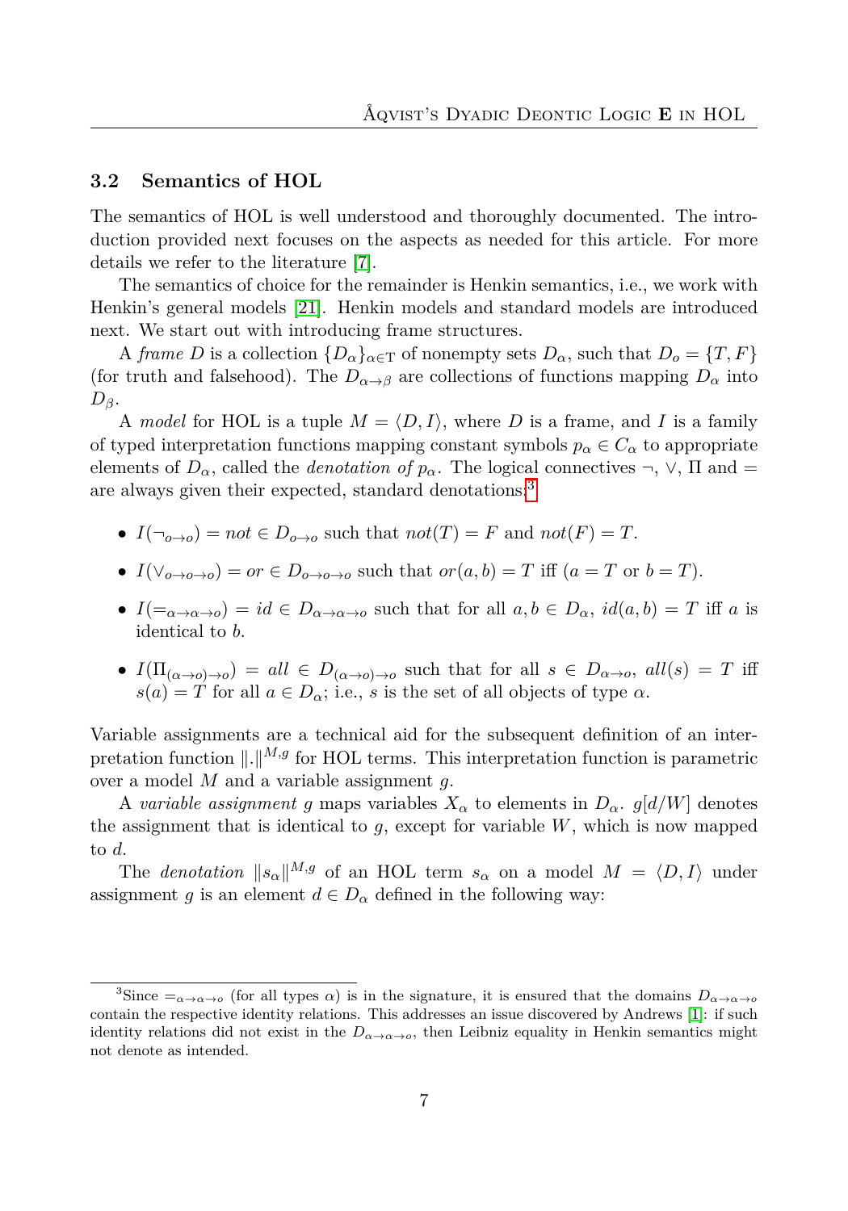### 3.2 Semantics of HOL

The semantics of HOL is well understood and thoroughly documented. The introduction provided next focuses on the aspects as needed for this article. For more details we refer to the literature [7].

The semantics of choice for the remainder is Henkin semantics, i.e., we work with Henkin's general models [21]. Henkin models and standard models are introduced next. We start out with introducing frame structures.

A *frame* $D$ is a collection $\{D_\alpha\}_{\alpha \in \mathrm{T}}$ of nonempty sets $D_\alpha$, such that $D_o = \{T, F\}$ (for truth and falsehood). The $D_{\alpha \to \beta}$ are collections of functions mapping $D_\alpha$ into $D_\beta$.

A *model* for HOL is a tuple $M = \langle D, I \rangle$, where $D$ is a frame, and $I$ is a family of typed interpretation functions mapping constant symbols $p_\alpha \in C_\alpha$ to appropriate elements of $D_\alpha$, called the *denotation of* $p_\alpha$. The logical connectives $\neg$, $\vee$, $\Pi$ and $=$ are always given their expected, standard denotations:[3]

- $I(\neg_{o \to o}) = not \in D_{o \to o}$ such that $not(T) = F$ and $not(F) = T$.
- $I(\vee_{o \to o \to o}) = or \in D_{o \to o \to o}$ such that $or(a, b) = T$ iff ($a = T$ or $b = T$).
- $I(=_{\alpha \to \alpha \to o}) = id \in D_{\alpha \to \alpha \to o}$ such that for all $a, b \in D_\alpha$, $id(a, b) = T$ iff $a$ is identical to $b$.
- $I(\Pi_{(\alpha \to o) \to o}) = all \in D_{(\alpha \to o) \to o}$ such that for all $s \in D_{\alpha \to o}$, $all(s) = T$ iff $s(a) = T$ for all $a \in D_\alpha$; i.e., $s$ is the set of all objects of type $\alpha$.

Variable assignments are a technical aid for the subsequent definition of an interpretation function $\|.\|^{M,g}$ for HOL terms. This interpretation function is parametric over a model $M$ and a variable assignment $g$.

A *variable assignment* $g$ maps variables $X_\alpha$ to elements in $D_\alpha$. $g[d/W]$ denotes the assignment that is identical to $g$, except for variable $W$, which is now mapped to $d$.

The *denotation* $\|s_\alpha\|^{M,g}$ of an HOL term $s_\alpha$ on a model $M = \langle D, I \rangle$ under assignment $g$ is an element $d \in D_\alpha$ defined in the following way:

---

[3] Since $=_{\alpha \to \alpha \to o}$ (for all types $\alpha$) is in the signature, it is ensured that the domains $D_{\alpha \to \alpha \to o}$ contain the respective identity relations. This addresses an issue discovered by Andrews [1]: if such identity relations did not exist in the $D_{\alpha \to \alpha \to o}$, then Leibniz equality in Henkin semantics might not denote as intended.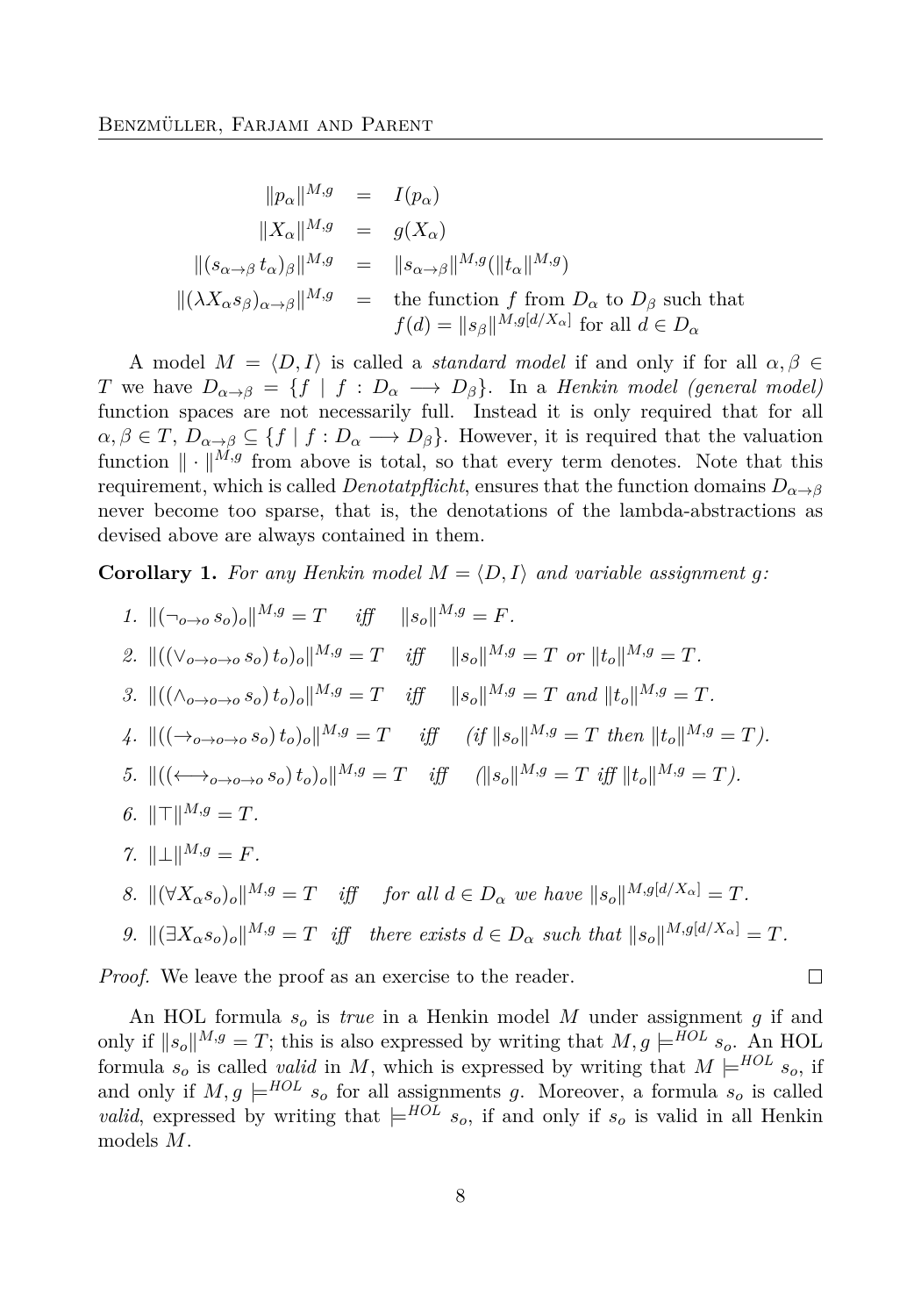$$
\begin{aligned}
\|p_\alpha\|^{M,g} &= I(p_\alpha) \\
\|X_\alpha\|^{M,g} &= g(X_\alpha) \\
\|(s_{\alpha\to\beta}\, t_\alpha)_\beta\|^{M,g} &= \|s_{\alpha\to\beta}\|^{M,g}(\|t_\alpha\|^{M,g}) \\
\|(\lambda X_\alpha s_\beta)_{\alpha\to\beta}\|^{M,g} &= \text{the function } f \text{ from } D_\alpha \text{ to } D_\beta \text{ such that} \\
& \quad\; f(d) = \|s_\beta\|^{M,g[d/X_\alpha]} \text{ for all } d \in D_\alpha
\end{aligned}
$$

A model $M = \langle D, I\rangle$ is called a *standard model* if and only if for all $\alpha, \beta \in T$ we have $D_{\alpha\to\beta} = \{f \mid f : D_\alpha \longrightarrow D_\beta\}$. In a *Henkin model (general model)* function spaces are not necessarily full. Instead it is only required that for all $\alpha, \beta \in T$, $D_{\alpha\to\beta} \subseteq \{f \mid f : D_\alpha \longrightarrow D_\beta\}$. However, it is required that the valuation function $\|\cdot\|^{M,g}$ from above is total, so that every term denotes. Note that this requirement, which is called *Denotatpflicht*, ensures that the function domains $D_{\alpha\to\beta}$ never become too sparse, that is, the denotations of the lambda-abstractions as devised above are always contained in them.

**Corollary 1.** *For any Henkin model $M = \langle D, I\rangle$ and variable assignment $g$:*

1. $\|(\neg_{o\to o}\, s_o)_o\|^{M,g} = T$ *iff* $\|s_o\|^{M,g} = F$.
2. $\|((\vee_{o\to o\to o}\, s_o)\, t_o)_o\|^{M,g} = T$ *iff* $\|s_o\|^{M,g} = T$ *or* $\|t_o\|^{M,g} = T$.
3. $\|((\wedge_{o\to o\to o}\, s_o)\, t_o)_o\|^{M,g} = T$ *iff* $\|s_o\|^{M,g} = T$ *and* $\|t_o\|^{M,g} = T$.
4. $\|((\to_{o\to o\to o}\, s_o)\, t_o)_o\|^{M,g} = T$ *iff* (*if* $\|s_o\|^{M,g} = T$ *then* $\|t_o\|^{M,g} = T$).
5. $\|((\longleftrightarrow_{o\to o\to o}\, s_o)\, t_o)_o\|^{M,g} = T$ *iff* ($\|s_o\|^{M,g} = T$ *iff* $\|t_o\|^{M,g} = T$).
6. $\|\top\|^{M,g} = T$.
7. $\|\bot\|^{M,g} = F$.
8. $\|(\forall X_\alpha s_o)_o\|^{M,g} = T$ *iff for all* $d \in D_\alpha$ *we have* $\|s_o\|^{M,g[d/X_\alpha]} = T$.
9. $\|(\exists X_\alpha s_o)_o\|^{M,g} = T$ *iff there exists* $d \in D_\alpha$ *such that* $\|s_o\|^{M,g[d/X_\alpha]} = T$.

*Proof.* We leave the proof as an exercise to the reader. □

An HOL formula $s_o$ is *true* in a Henkin model $M$ under assignment $g$ if and only if $\|s_o\|^{M,g} = T$; this is also expressed by writing that $M, g \models^{HOL} s_o$. An HOL formula $s_o$ is called *valid* in $M$, which is expressed by writing that $M \models^{HOL} s_o$, if and only if $M, g \models^{HOL} s_o$ for all assignments $g$. Moreover, a formula $s_o$ is called *valid*, expressed by writing that $\models^{HOL} s_o$, if and only if $s_o$ is valid in all Henkin models $M$.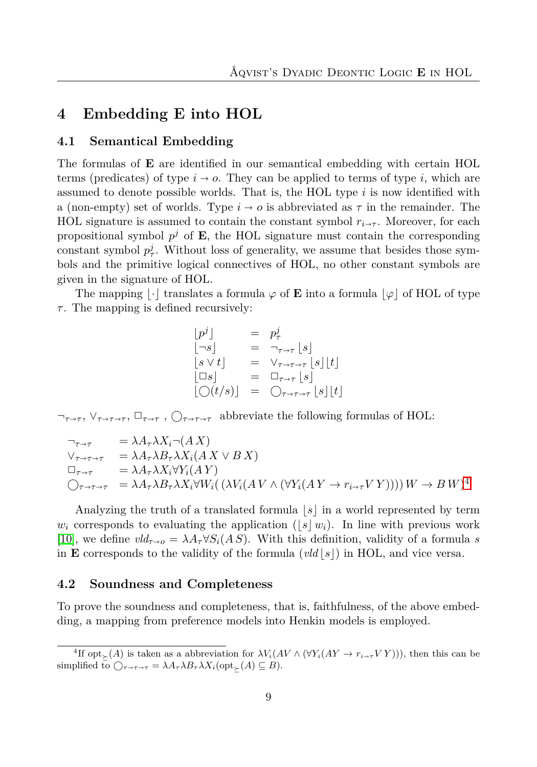## 4 Embedding E into HOL

### 4.1 Semantical Embedding

The formulas of **E** are identified in our semantical embedding with certain HOL terms (predicates) of type $i \to o$. They can be applied to terms of type $i$, which are assumed to denote possible worlds. That is, the HOL type $i$ is now identified with a (non-empty) set of worlds. Type $i \to o$ is abbreviated as $\tau$ in the remainder. The HOL signature is assumed to contain the constant symbol $r_{i\to\tau}$. Moreover, for each propositional symbol $p^j$ of **E**, the HOL signature must contain the corresponding constant symbol $p^j_\tau$. Without loss of generality, we assume that besides those symbols and the primitive logical connectives of HOL, no other constant symbols are given in the signature of HOL.

The mapping $\lfloor\cdot\rfloor$ translates a formula $\varphi$ of **E** into a formula $\lfloor\varphi\rfloor$ of HOL of type $\tau$. The mapping is defined recursively:

$$
\begin{array}{lcl}
\lfloor p^j \rfloor & = & p^j_\tau \\
\lfloor \neg s \rfloor & = & \neg_{\tau\to\tau} \lfloor s \rfloor \\
\lfloor s \vee t \rfloor & = & \vee_{\tau\to\tau\to\tau} \lfloor s \rfloor \lfloor t \rfloor \\
\lfloor \Box s \rfloor & = & \Box_{\tau\to\tau} \lfloor s \rfloor \\
\lfloor \bigcirc(t/s) \rfloor & = & \bigcirc_{\tau\to\tau\to\tau} \lfloor s \rfloor \lfloor t \rfloor
\end{array}
$$

$\neg_{\tau\to\tau}$, $\vee_{\tau\to\tau\to\tau}$, $\Box_{\tau\to\tau}$ , $\bigcirc_{\tau\to\tau\to\tau}$ abbreviate the following formulas of HOL:

$$
\begin{array}{ll}
\neg_{\tau\to\tau} & = \lambda A_\tau \lambda X_i \neg(A\,X) \\
\vee_{\tau\to\tau\to\tau} & = \lambda A_\tau \lambda B_\tau \lambda X_i (A\,X \vee B\,X) \\
\Box_{\tau\to\tau} & = \lambda A_\tau \lambda X_i \forall Y_i (A\,Y) \\
\bigcirc_{\tau\to\tau\to\tau} & = \lambda A_\tau \lambda B_\tau \lambda X_i \forall W_i(\,(\lambda V_i(A\,V \wedge (\forall Y_i(A\,Y \to r_{i\to\tau} V\,Y))))\,W \to B\,W)
\end{array}
$$ [4]

Analyzing the truth of a translated formula $\lfloor s \rfloor$ in a world represented by term $w_i$ corresponds to evaluating the application $(\lfloor s \rfloor\, w_i)$. In line with previous work [10], we define $vld_{\tau\to o} = \lambda A_\tau \forall S_i (A\,S)$. With this definition, validity of a formula $s$ in **E** corresponds to the validity of the formula $(vld \lfloor s \rfloor)$ in HOL, and vice versa.

### 4.2 Soundness and Completeness

To prove the soundness and completeness, that is, faithfulness, of the above embedding, a mapping from preference models into Henkin models is employed.

[4] If $\mathrm{opt}_{\succeq}(A)$ is taken as a abbreviation for $\lambda V_i(AV \wedge (\forall Y_i(AY \to r_{i\to\tau} V\,Y)))$, then this can be simplified to $\bigcirc_{\tau\to\tau\to\tau} = \lambda A_\tau \lambda B_\tau \lambda X_i (\mathrm{opt}_{\succeq}(A) \subseteq B)$.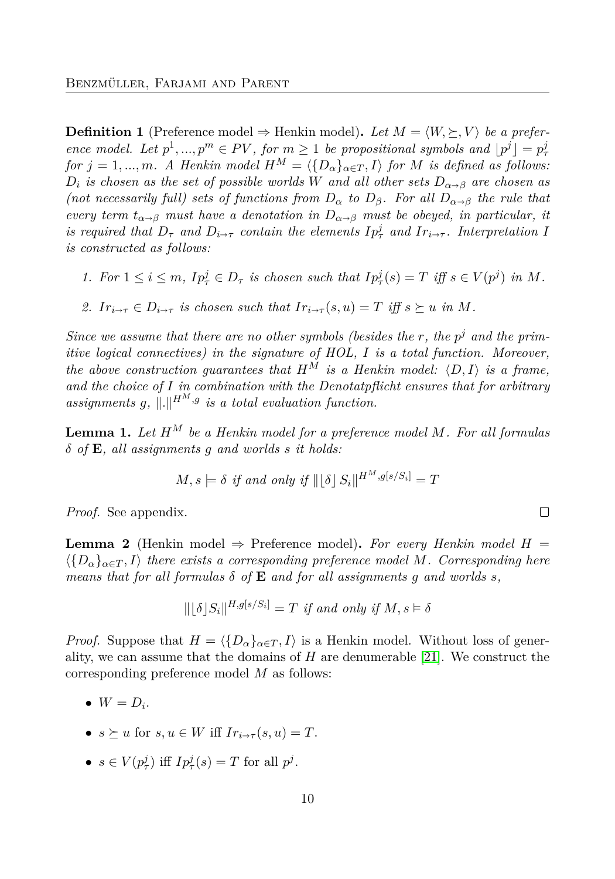**Definition 1** (Preference model ⇒ Henkin model)**.** *Let $M = \langle W, \succeq, V \rangle$ be a preference model. Let $p^1, ..., p^m \in PV$, for $m \geq 1$ be propositional symbols and $\lfloor p^j \rfloor = p^j_\tau$ for $j = 1, ..., m$. A Henkin model $H^M = \langle \{D_\alpha\}_{\alpha \in T}, I \rangle$ for $M$ is defined as follows: $D_i$ is chosen as the set of possible worlds $W$ and all other sets $D_{\alpha \to \beta}$ are chosen as (not necessarily full) sets of functions from $D_\alpha$ to $D_\beta$. For all $D_{\alpha \to \beta}$ the rule that every term $t_{\alpha \to \beta}$ must have a denotation in $D_{\alpha \to \beta}$ must be obeyed, in particular, it is required that $D_\tau$ and $D_{i \to \tau}$ contain the elements $Ip^j_\tau$ and $Ir_{i \to \tau}$. Interpretation $I$ is constructed as follows:*

1. *For $1 \leq i \leq m$, $Ip^j_\tau \in D_\tau$ is chosen such that $Ip^j_\tau(s) = T$ iff $s \in V(p^j)$ in $M$.*
2. *$Ir_{i \to \tau} \in D_{i \to \tau}$ is chosen such that $Ir_{i \to \tau}(s, u) = T$ iff $s \succeq u$ in $M$.*

*Since we assume that there are no other symbols (besides the $r$, the $p^j$ and the primitive logical connectives) in the signature of HOL, $I$ is a total function. Moreover, the above construction guarantees that $H^M$ is a Henkin model: $\langle D, I \rangle$ is a frame, and the choice of $I$ in combination with the Denotatpflicht ensures that for arbitrary assignments $g$, $\|.\|^{H^M, g}$ is a total evaluation function.*

**Lemma 1.** *Let $H^M$ be a Henkin model for a preference model $M$. For all formulas $\delta$ of **E**, all assignments $g$ and worlds $s$ it holds:*

$$M, s \models \delta \text{ if and only if } \| \lfloor \delta \rfloor \, S_i \|^{H^M, g[s/S_i]} = T$$

*Proof.* See appendix. □

**Lemma 2** (Henkin model ⇒ Preference model)**.** *For every Henkin model $H = \langle \{D_\alpha\}_{\alpha \in T}, I \rangle$ there exists a corresponding preference model $M$. Corresponding here means that for all formulas $\delta$ of **E** and for all assignments $g$ and worlds $s$,*

$$\| \lfloor \delta \rfloor S_i \|^{H, g[s/S_i]} = T \text{ if and only if } M, s \vDash \delta$$

*Proof.* Suppose that $H = \langle \{D_\alpha\}_{\alpha \in T}, I \rangle$ is a Henkin model. Without loss of generality, we can assume that the domains of $H$ are denumerable [21]. We construct the corresponding preference model $M$ as follows:

- $W = D_i$.
- $s \succeq u$ for $s, u \in W$ iff $Ir_{i \to \tau}(s, u) = T$.
- $s \in V(p^j_\tau)$ iff $Ip^j_\tau(s) = T$ for all $p^j$.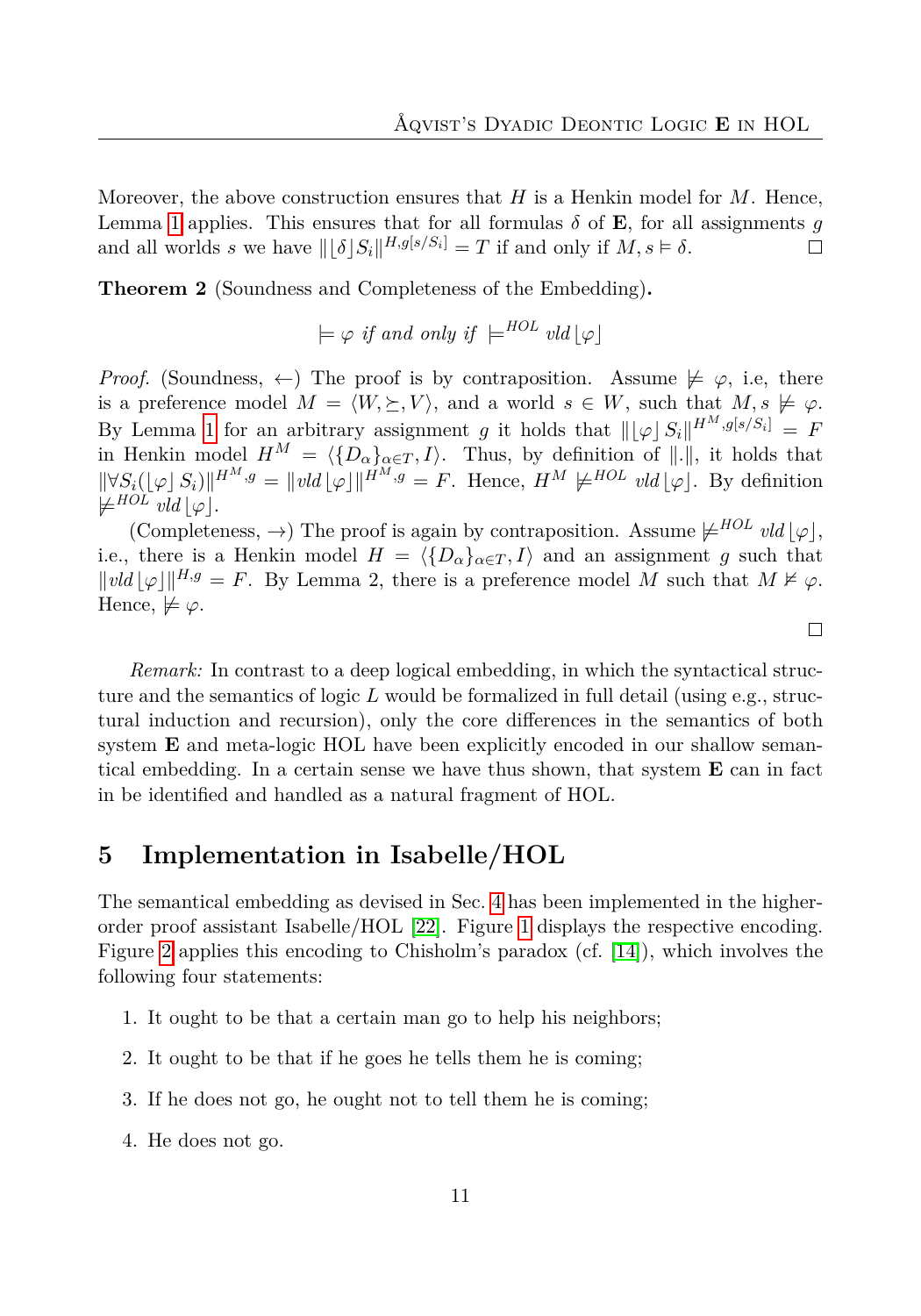Moreover, the above construction ensures that $H$ is a Henkin model for $M$. Hence, Lemma 1 applies. This ensures that for all formulas $\delta$ of **E**, for all assignments $g$ and all worlds $s$ we have $\|\lfloor\delta\rfloor S_i\|^{H,g[s/S_i]} = T$ if and only if $M, s \vDash \delta$. □

**Theorem 2** (Soundness and Completeness of the Embedding)**.**

$$\vDash \varphi \textit{ if and only if } \vDash^{HOL} \textit{vld}\lfloor\varphi\rfloor$$

*Proof.* (Soundness, $\leftarrow$) The proof is by contraposition. Assume $\nvDash \varphi$, i.e, there is a preference model $M = \langle W, \succeq, V\rangle$, and a world $s \in W$, such that $M, s \nvDash \varphi$. By Lemma 1 for an arbitrary assignment $g$ it holds that $\|\lfloor\varphi\rfloor S_i\|^{H^M,g[s/S_i]} = F$ in Henkin model $H^M = \langle\{D_\alpha\}_{\alpha\in T}, I\rangle$. Thus, by definition of $\|.\|$, it holds that $\|\forall S_i(\lfloor\varphi\rfloor S_i)\|^{H^M,g} = \|\textit{vld}\lfloor\varphi\rfloor\|^{H^M,g} = F$. Hence, $H^M \nvDash^{HOL} \textit{vld}\lfloor\varphi\rfloor$. By definition $\nvDash^{HOL} \textit{vld}\lfloor\varphi\rfloor$.

(Completeness, $\rightarrow$) The proof is again by contraposition. Assume $\nvDash^{HOL} \textit{vld}\lfloor\varphi\rfloor$, i.e., there is a Henkin model $H = \langle\{D_\alpha\}_{\alpha\in T}, I\rangle$ and an assignment $g$ such that $\|\textit{vld}\lfloor\varphi\rfloor\|^{H,g} = F$. By Lemma 2, there is a preference model $M$ such that $M \nvDash \varphi$. Hence, $\nvDash \varphi$.

□

*Remark:* In contrast to a deep logical embedding, in which the syntactical structure and the semantics of logic $L$ would be formalized in full detail (using e.g., structural induction and recursion), only the core differences in the semantics of both system **E** and meta-logic HOL have been explicitly encoded in our shallow semantical embedding. In a certain sense we have thus shown, that system **E** can in fact in be identified and handled as a natural fragment of HOL.

## 5 Implementation in Isabelle/HOL

The semantical embedding as devised in Sec. 4 has been implemented in the higher-order proof assistant Isabelle/HOL [22]. Figure 1 displays the respective encoding. Figure 2 applies this encoding to Chisholm's paradox (cf. [14]), which involves the following four statements:

1. It ought to be that a certain man go to help his neighbors;
2. It ought to be that if he goes he tells them he is coming;
3. If he does not go, he ought not to tell them he is coming;
4. He does not go.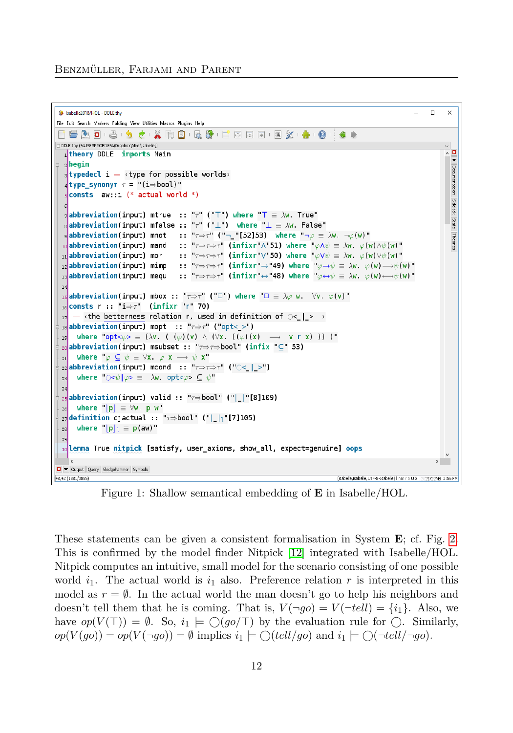```
theory DDLE imports Main
begin
typedecl i — ‹type for possible worlds›
type_synonym τ = "(i⇒bool)"
consts aw::i (* actual world *)

abbreviation(input) mtrue  :: "τ" ("⊤") where "⊤ ≡ λw. True"
abbreviation(input) mfalse :: "τ" ("⊥")  where "⊥ ≡ λw. False"
abbreviation(input) mnot   :: "τ⇒τ" ("¬_"[52]53)  where "¬φ ≡ λw. ¬φ(w)"
abbreviation(input) mand   :: "τ⇒τ⇒τ" (infixr"∧"51) where "φ∧ψ ≡ λw. φ(w)∧ψ(w)"
abbreviation(input) mor    :: "τ⇒τ⇒τ" (infixr"∨"50) where "φ∨ψ ≡ λw. φ(w)∨ψ(w)"
abbreviation(input) mimp   :: "τ⇒τ⇒τ" (infixr"→"49) where "φ→ψ ≡ λw. φ(w)⟶ψ(w)"
abbreviation(input) mequ   :: "τ⇒τ⇒τ" (infixr"↔"48) where "φ↔ψ ≡ λw. φ(w)⟷ψ(w)"

abbreviation(input) mbox :: "τ⇒τ" ("□") where "□ ≡ λφ w.  ∀v. φ(v)"
consts r :: "i⇒τ"  (infixr "r" 70)
 — ‹the betterness relation r, used in definition of ○<_|_> ›
abbreviation(input) mopt  :: "τ⇒τ" ("opt<_>")
  where "opt<φ> ≡ (λv. ( (φ)(v) ∧ (∀x. ((φ)(x)   ⟶  v r x) )) )"
abbreviation(input) msubset :: "τ⇒τ⇒bool" (infix "⊆" 53)
  where "φ ⊆ ψ ≡ ∀x. φ x  ⟶  ψ x"
abbreviation(input) mcond  :: "τ⇒τ⇒τ" ("○<_|_>")
  where "○<ψ|φ> ≡  λw. opt<φ> ⊆ ψ"

abbreviation(input) valid :: "τ⇒bool" ("⌊_⌋"[8]109)
  where "⌊p⌋ ≡ ∀w. p w"
definition cjactual :: "τ⇒bool" ("⌊_⌋ₗ"[7]105)
  where "⌊p⌋ₗ ≡ p(aw)"

lemma True nitpick [satisfy, user_axioms, show_all, expect=genuine] oops
```

Figure 1: Shallow semantical embedding of **E** in Isabelle/HOL.

These statements can be given a consistent formalisation in System **E**; cf. Fig. 2. This is confirmed by the model finder Nitpick [12] integrated with Isabelle/HOL. Nitpick computes an intuitive, small model for the scenario consisting of one possible world $i_1$. The actual world is $i_1$ also. Preference relation $r$ is interpreted in this model as $r = \emptyset$. In the actual world the man doesn't go to help his neighbors and doesn't tell them that he is coming. That is, $V(\neg go) = V(\neg tell) = \{i_1\}$. Also, we have $op(V(\top)) = \emptyset$. So, $i_1 \models \bigcirc(go/\top)$ by the evaluation rule for $\bigcirc$. Similarly, $op(V(go)) = op(V(\neg go)) = \emptyset$ implies $i_1 \models \bigcirc(tell/go)$ and $i_1 \models \bigcirc(\neg tell/\neg go)$.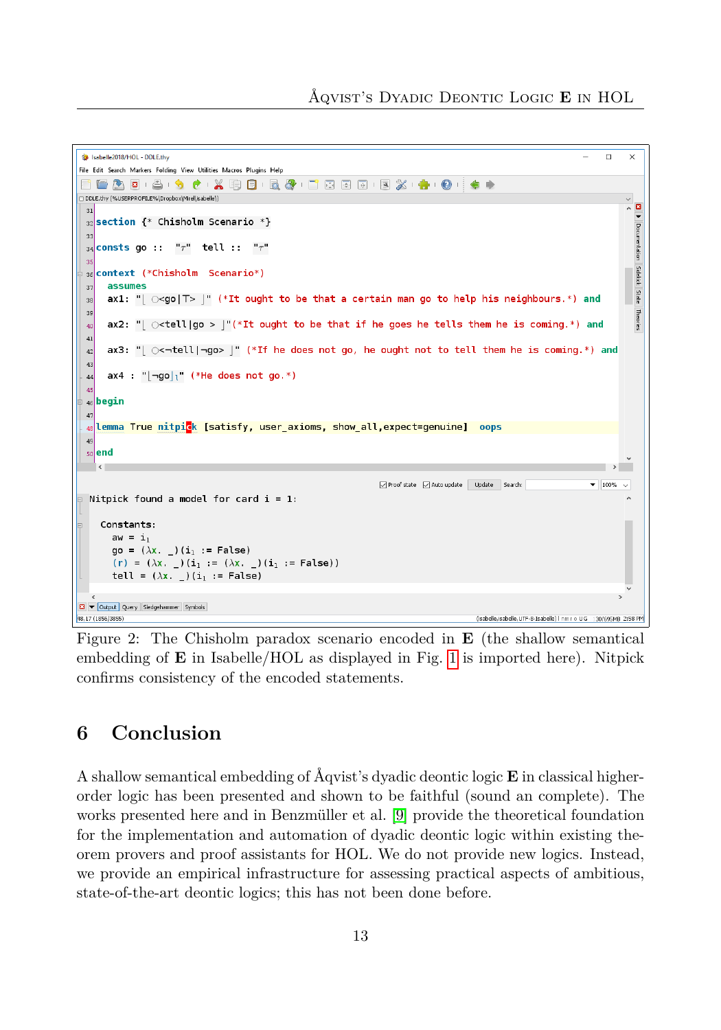```
section {* Chisholm Scenario *}

consts go :: "τ"  tell :: "τ"

context (*Chisholm  Scenario*)
  assumes
  ax1: "⌊ ○<go|⊤> ⌋" (*It ought to be that a certain man go to help his neighbours.*) and

  ax2: "⌊ ○<tell|go > ⌋"(*It ought to be that if he goes he tells them he is coming.*) and

  ax3: "⌊ ○<¬tell|¬go> ⌋" (*If he does not go, he ought not to tell them he is coming.*) and

  ax4 : "⌊¬go⌋ₗ" (*He does not go.*)

begin

lemma True nitpick [satisfy, user_axioms, show_all,expect=genuine]  oops

end
```

```
Nitpick found a model for card i = 1:

  Constants:
    aw = i₁
    go = (λx. _)(i₁ := False)
    (r) = (λx. _)(i₁ := (λx. _)(i₁ := False))
    tell = (λx. _)(i₁ := False)
```

Figure 2: The Chisholm paradox scenario encoded in **E** (the shallow semantical embedding of **E** in Isabelle/HOL as displayed in Fig. 1 is imported here). Nitpick confirms consistency of the encoded statements.

## 6 Conclusion

A shallow semantical embedding of Åqvist's dyadic deontic logic **E** in classical higher-order logic has been presented and shown to be faithful (sound an complete). The works presented here and in Benzmüller et al. [9] provide the theoretical foundation for the implementation and automation of dyadic deontic logic within existing theorem provers and proof assistants for HOL. We do not provide new logics. Instead, we provide an empirical infrastructure for assessing practical aspects of ambitious, state-of-the-art deontic logics; this has not been done before.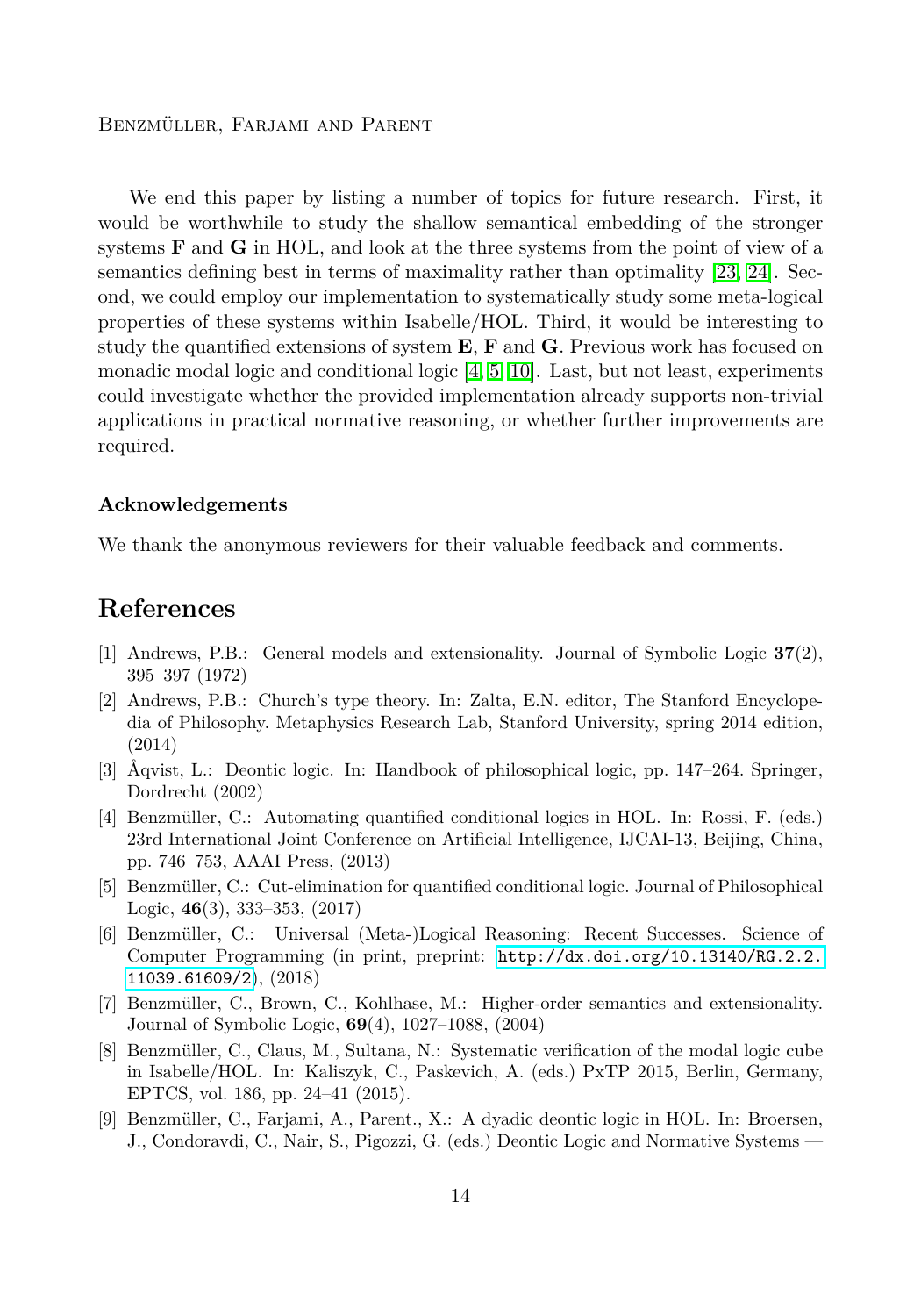We end this paper by listing a number of topics for future research. First, it would be worthwhile to study the shallow semantical embedding of the stronger systems **F** and **G** in HOL, and look at the three systems from the point of view of a semantics defining best in terms of maximality rather than optimality [23, 24]. Second, we could employ our implementation to systematically study some meta-logical properties of these systems within Isabelle/HOL. Third, it would be interesting to study the quantified extensions of system **E**, **F** and **G**. Previous work has focused on monadic modal logic and conditional logic [4, 5, 10]. Last, but not least, experiments could investigate whether the provided implementation already supports non-trivial applications in practical normative reasoning, or whether further improvements are required.

### Acknowledgements

We thank the anonymous reviewers for their valuable feedback and comments.

## References

[1] Andrews, P.B.: General models and extensionality. Journal of Symbolic Logic **37**(2), 395–397 (1972)

[2] Andrews, P.B.: Church's type theory. In: Zalta, E.N. editor, The Stanford Encyclopedia of Philosophy. Metaphysics Research Lab, Stanford University, spring 2014 edition, (2014)

[3] Åqvist, L.: Deontic logic. In: Handbook of philosophical logic, pp. 147–264. Springer, Dordrecht (2002)

[4] Benzmüller, C.: Automating quantified conditional logics in HOL. In: Rossi, F. (eds.) 23rd International Joint Conference on Artificial Intelligence, IJCAI-13, Beijing, China, pp. 746–753, AAAI Press, (2013)

[5] Benzmüller, C.: Cut-elimination for quantified conditional logic. Journal of Philosophical Logic, **46**(3), 333–353, (2017)

[6] Benzmüller, C.: Universal (Meta-)Logical Reasoning: Recent Successes. Science of Computer Programming (in print, preprint: http://dx.doi.org/10.13140/RG.2.2.11039.61609/2), (2018)

[7] Benzmüller, C., Brown, C., Kohlhase, M.: Higher-order semantics and extensionality. Journal of Symbolic Logic, **69**(4), 1027–1088, (2004)

[8] Benzmüller, C., Claus, M., Sultana, N.: Systematic verification of the modal logic cube in Isabelle/HOL. In: Kaliszyk, C., Paskevich, A. (eds.) PxTP 2015, Berlin, Germany, EPTCS, vol. 186, pp. 24–41 (2015).

[9] Benzmüller, C., Farjami, A., Parent., X.: A dyadic deontic logic in HOL. In: Broersen, J., Condoravdi, C., Nair, S., Pigozzi, G. (eds.) Deontic Logic and Normative Systems —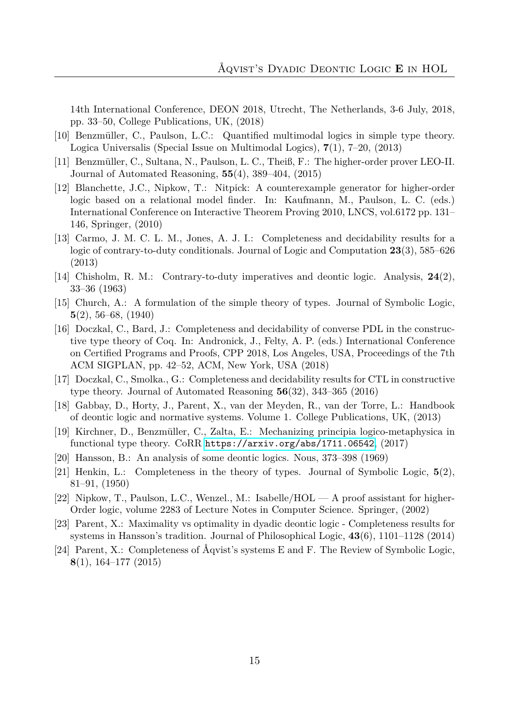14th International Conference, DEON 2018, Utrecht, The Netherlands, 3-6 July, 2018, pp. 33–50, College Publications, UK, (2018)

[10] Benzmüller, C., Paulson, L.C.: Quantified multimodal logics in simple type theory. Logica Universalis (Special Issue on Multimodal Logics), **7**(1), 7–20, (2013)

[11] Benzmüller, C., Sultana, N., Paulson, L. C., Theiß, F.: The higher-order prover LEO-II. Journal of Automated Reasoning, **55**(4), 389–404, (2015)

[12] Blanchette, J.C., Nipkow, T.: Nitpick: A counterexample generator for higher-order logic based on a relational model finder. In: Kaufmann, M., Paulson, L. C. (eds.) International Conference on Interactive Theorem Proving 2010, LNCS, vol.6172 pp. 131–146, Springer, (2010)

[13] Carmo, J. M. C. L. M., Jones, A. J. I.: Completeness and decidability results for a logic of contrary-to-duty conditionals. Journal of Logic and Computation **23**(3), 585–626 (2013)

[14] Chisholm, R. M.: Contrary-to-duty imperatives and deontic logic. Analysis, **24**(2), 33–36 (1963)

[15] Church, A.: A formulation of the simple theory of types. Journal of Symbolic Logic, **5**(2), 56–68, (1940)

[16] Doczkal, C., Bard, J.: Completeness and decidability of converse PDL in the constructive type theory of Coq. In: Andronick, J., Felty, A. P. (eds.) International Conference on Certified Programs and Proofs, CPP 2018, Los Angeles, USA, Proceedings of the 7th ACM SIGPLAN, pp. 42–52, ACM, New York, USA (2018)

[17] Doczkal, C., Smolka., G.: Completeness and decidability results for CTL in constructive type theory. Journal of Automated Reasoning **56**(32), 343–365 (2016)

[18] Gabbay, D., Horty, J., Parent, X., van der Meyden, R., van der Torre, L.: Handbook of deontic logic and normative systems. Volume 1. College Publications, UK, (2013)

[19] Kirchner, D., Benzmüller, C., Zalta, E.: Mechanizing principia logico-metaphysica in functional type theory. CoRR https://arxiv.org/abs/1711.06542, (2017)

[20] Hansson, B.: An analysis of some deontic logics. Nous, 373–398 (1969)

[21] Henkin, L.: Completeness in the theory of types. Journal of Symbolic Logic, **5**(2), 81–91, (1950)

[22] Nipkow, T., Paulson, L.C., Wenzel., M.: Isabelle/HOL — A proof assistant for higher-Order logic, volume 2283 of Lecture Notes in Computer Science. Springer, (2002)

[23] Parent, X.: Maximality vs optimality in dyadic deontic logic - Completeness results for systems in Hansson's tradition. Journal of Philosophical Logic, **43**(6), 1101–1128 (2014)

[24] Parent, X.: Completeness of Åqvist's systems E and F. The Review of Symbolic Logic, **8**(1), 164–177 (2015)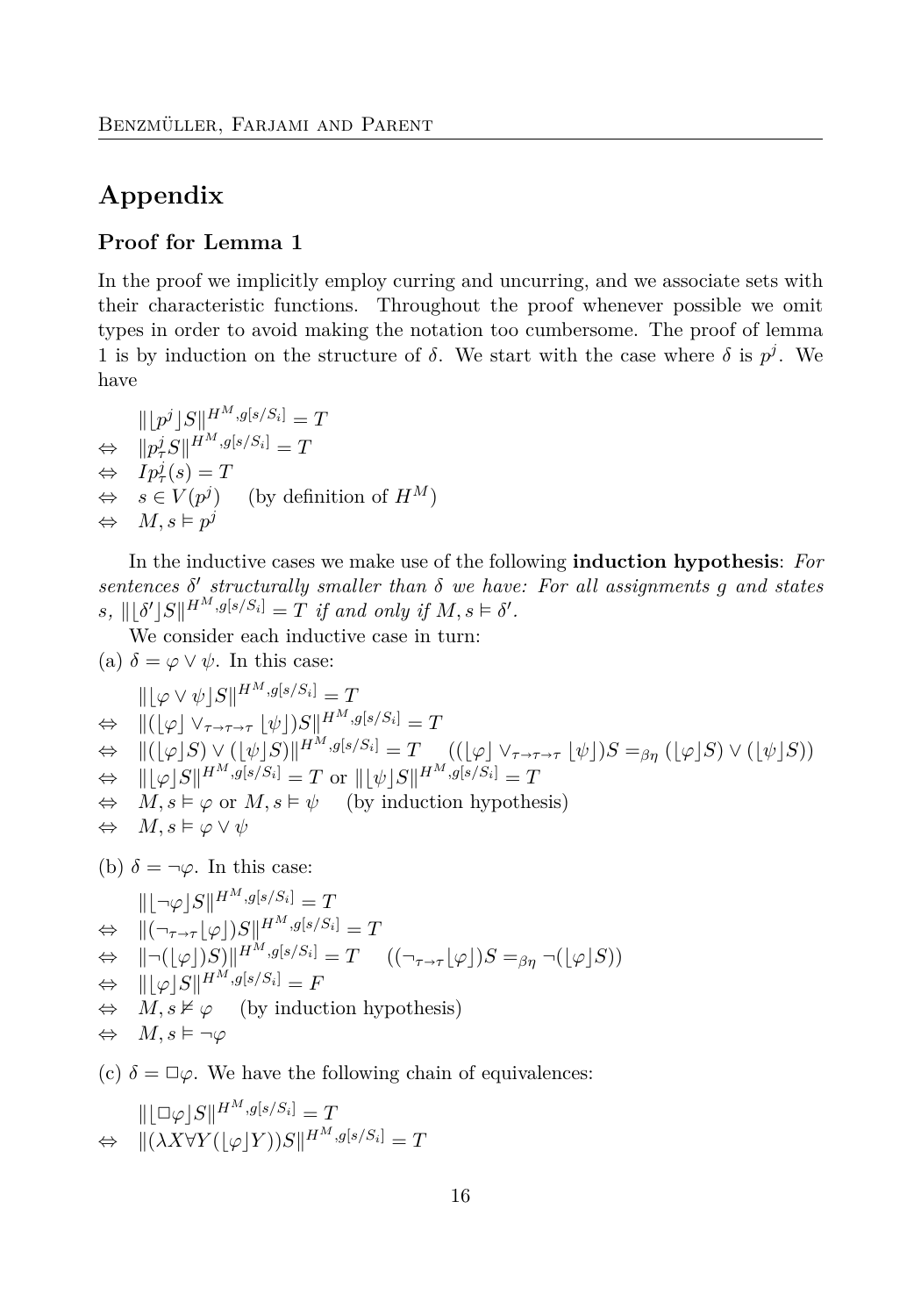## Appendix

### Proof for Lemma 1

In the proof we implicitly employ curring and uncurring, and we associate sets with their characteristic functions. Throughout the proof whenever possible we omit types in order to avoid making the notation too cumbersome. The proof of lemma 1 is by induction on the structure of $\delta$. We start with the case where $\delta$ is $p^j$. We have

$$
\begin{aligned}
& \|\lfloor p^j \rfloor S\|^{H^M, g[s/S_i]} = T \\
\Leftrightarrow \quad & \|p^j_\tau S\|^{H^M, g[s/S_i]} = T \\
\Leftrightarrow \quad & I p^j_\tau(s) = T \\
\Leftrightarrow \quad & s \in V(p^j) \quad \text{(by definition of } H^M\text{)} \\
\Leftrightarrow \quad & M, s \vDash p^j
\end{aligned}
$$

In the inductive cases we make use of the following **induction hypothesis**: *For sentences $\delta'$ structurally smaller than $\delta$ we have: For all assignments $g$ and states $s$, $\|\lfloor \delta' \rfloor S\|^{H^M, g[s/S_i]} = T$ if and only if $M, s \vDash \delta'$.*

We consider each inductive case in turn:

(a) $\delta = \varphi \vee \psi$. In this case:

$$
\begin{aligned}
& \|\lfloor \varphi \vee \psi \rfloor S\|^{H^M, g[s/S_i]} = T \\
\Leftrightarrow \quad & \|(\lfloor \varphi \rfloor \vee_{\tau \to \tau \to \tau} \lfloor \psi \rfloor) S\|^{H^M, g[s/S_i]} = T \\
\Leftrightarrow \quad & \|(\lfloor \varphi \rfloor S) \vee (\lfloor \psi \rfloor S)\|^{H^M, g[s/S_i]} = T \quad ((\lfloor \varphi \rfloor \vee_{\tau \to \tau \to \tau} \lfloor \psi \rfloor) S =_{\beta\eta} (\lfloor \varphi \rfloor S) \vee (\lfloor \psi \rfloor S)) \\
\Leftrightarrow \quad & \|\lfloor \varphi \rfloor S\|^{H^M, g[s/S_i]} = T \text{ or } \|\lfloor \psi \rfloor S\|^{H^M, g[s/S_i]} = T \\
\Leftrightarrow \quad & M, s \vDash \varphi \text{ or } M, s \vDash \psi \quad \text{(by induction hypothesis)} \\
\Leftrightarrow \quad & M, s \vDash \varphi \vee \psi
\end{aligned}
$$

(b) $\delta = \neg\varphi$. In this case:

$$
\begin{aligned}
& \|\lfloor \neg\varphi \rfloor S\|^{H^M, g[s/S_i]} = T \\
\Leftrightarrow \quad & \|(\neg_{\tau \to \tau} \lfloor \varphi \rfloor) S\|^{H^M, g[s/S_i]} = T \\
\Leftrightarrow \quad & \|\neg(\lfloor \varphi \rfloor) S)\|^{H^M, g[s/S_i]} = T \quad ((\neg_{\tau \to \tau} \lfloor \varphi \rfloor) S =_{\beta\eta} \neg(\lfloor \varphi \rfloor S)) \\
\Leftrightarrow \quad & \|\lfloor \varphi \rfloor S\|^{H^M, g[s/S_i]} = F \\
\Leftrightarrow \quad & M, s \nvDash \varphi \quad \text{(by induction hypothesis)} \\
\Leftrightarrow \quad & M, s \vDash \neg\varphi
\end{aligned}
$$

(c) $\delta = \Box\varphi$. We have the following chain of equivalences:

$$
\begin{aligned}
& \|\lfloor \Box\varphi \rfloor S\|^{H^M, g[s/S_i]} = T \\
\Leftrightarrow \quad & \|(\lambda X \forall Y (\lfloor \varphi \rfloor Y)) S\|^{H^M, g[s/S_i]} = T
\end{aligned}
$$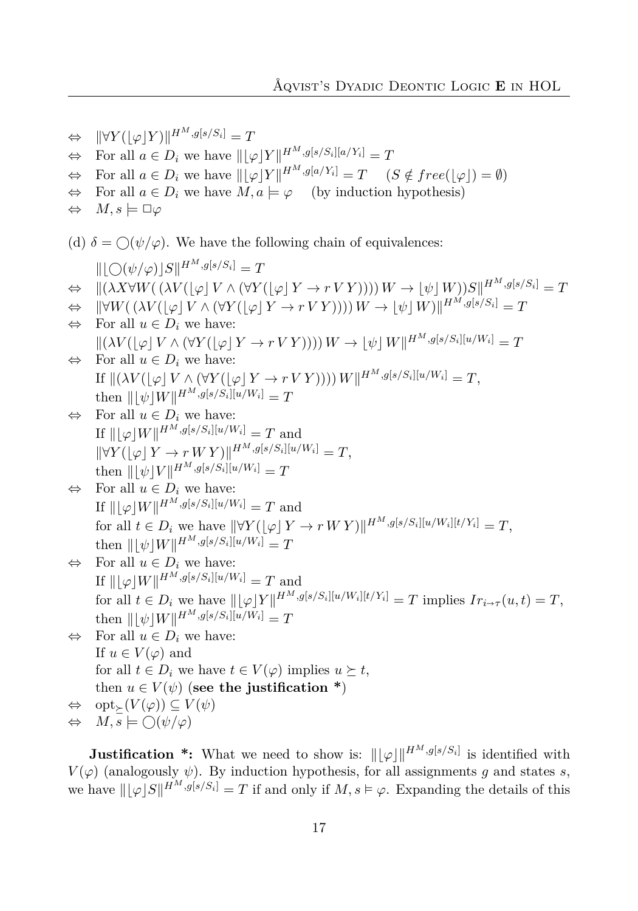$\Leftrightarrow \quad \|\forall Y(\lfloor\varphi\rfloor Y)\|^{H^M, g[s/S_i]} = T$

$\Leftrightarrow$ For all $a \in D_i$ we have $\|\lfloor\varphi\rfloor Y\|^{H^M, g[s/S_i][a/Y_i]} = T$

$\Leftrightarrow$ For all $a \in D_i$ we have $\|\lfloor\varphi\rfloor Y\|^{H^M, g[a/Y_i]} = T \quad (S \notin free(\lfloor\varphi\rfloor) = \emptyset)$

$\Leftrightarrow$ For all $a \in D_i$ we have $M, a \models \varphi \quad$ (by induction hypothesis)

$\Leftrightarrow \quad M, s \models \Box\varphi$

(d) $\delta = \bigcirc(\psi/\varphi)$. We have the following chain of equivalences:

$\quad \|\lfloor\bigcirc(\psi/\varphi)\rfloor S\|^{H^M, g[s/S_i]} = T$

$\Leftrightarrow \quad \|(\lambda X \forall W( (\lambda V(\lfloor\varphi\rfloor\, V \wedge (\forall Y(\lfloor\varphi\rfloor\, Y \rightarrow r\, V\, Y))))\, W \rightarrow \lfloor\psi\rfloor\, W))S\|^{H^M, g[s/S_i]} = T$

$\Leftrightarrow \quad \|\forall W( (\lambda V(\lfloor\varphi\rfloor\, V \wedge (\forall Y(\lfloor\varphi\rfloor\, Y \rightarrow r\, V\, Y))))\, W \rightarrow \lfloor\psi\rfloor\, W)\|^{H^M, g[s/S_i]} = T$

$\Leftrightarrow$ For all $u \in D_i$ we have:
$\|(\lambda V(\lfloor\varphi\rfloor\, V \wedge (\forall Y(\lfloor\varphi\rfloor\, Y \rightarrow r\, V\, Y))))\, W \rightarrow \lfloor\psi\rfloor\, W\|^{H^M, g[s/S_i][u/W_i]} = T$

$\Leftrightarrow$ For all $u \in D_i$ we have:
If $\|(\lambda V(\lfloor\varphi\rfloor\, V \wedge (\forall Y(\lfloor\varphi\rfloor\, Y \rightarrow r\, V\, Y))))\, W\|^{H^M, g[s/S_i][u/W_i]} = T$,
then $\|\lfloor\psi\rfloor W\|^{H^M, g[s/S_i][u/W_i]} = T$

$\Leftrightarrow$ For all $u \in D_i$ we have:
If $\|\lfloor\varphi\rfloor W\|^{H^M, g[s/S_i][u/W_i]} = T$ and
$\|\forall Y(\lfloor\varphi\rfloor\, Y \rightarrow r\, W\, Y)\|^{H^M, g[s/S_i][u/W_i]} = T$,
then $\|\lfloor\psi\rfloor V\|^{H^M, g[s/S_i][u/W_i]} = T$

$\Leftrightarrow$ For all $u \in D_i$ we have:
If $\|\lfloor\varphi\rfloor W\|^{H^M, g[s/S_i][u/W_i]} = T$ and
for all $t \in D_i$ we have $\|\forall Y(\lfloor\varphi\rfloor\, Y \rightarrow r\, W\, Y)\|^{H^M, g[s/S_i][u/W_i][t/Y_i]} = T$,
then $\|\lfloor\psi\rfloor W\|^{H^M, g[s/S_i][u/W_i]} = T$

$\Leftrightarrow$ For all $u \in D_i$ we have:
If $\|\lfloor\varphi\rfloor W\|^{H^M, g[s/S_i][u/W_i]} = T$ and
for all $t \in D_i$ we have $\|\lfloor\varphi\rfloor Y\|^{H^M, g[s/S_i][u/W_i][t/Y_i]} = T$ implies $Ir_{i \rightarrow \tau}(u, t) = T$,
then $\|\lfloor\psi\rfloor W\|^{H^M, g[s/S_i][u/W_i]} = T$

$\Leftrightarrow$ For all $u \in D_i$ we have:
If $u \in V(\varphi)$ and
for all $t \in D_i$ we have $t \in V(\varphi)$ implies $u \succeq t$,
then $u \in V(\psi)$ (**see the justification \***)

$\Leftrightarrow \quad \text{opt}_{\succeq}(V(\varphi)) \subseteq V(\psi)$

$\Leftrightarrow \quad M, s \models \bigcirc(\psi/\varphi)$

**Justification \*:** What we need to show is: $\|\lfloor\varphi\rfloor\|^{H^M, g[s/S_i]}$ is identified with $V(\varphi)$ (analogously $\psi$). By induction hypothesis, for all assignments $g$ and states $s$, we have $\|\lfloor\varphi\rfloor S\|^{H^M, g[s/S_i]} = T$ if and only if $M, s \vDash \varphi$. Expanding the details of this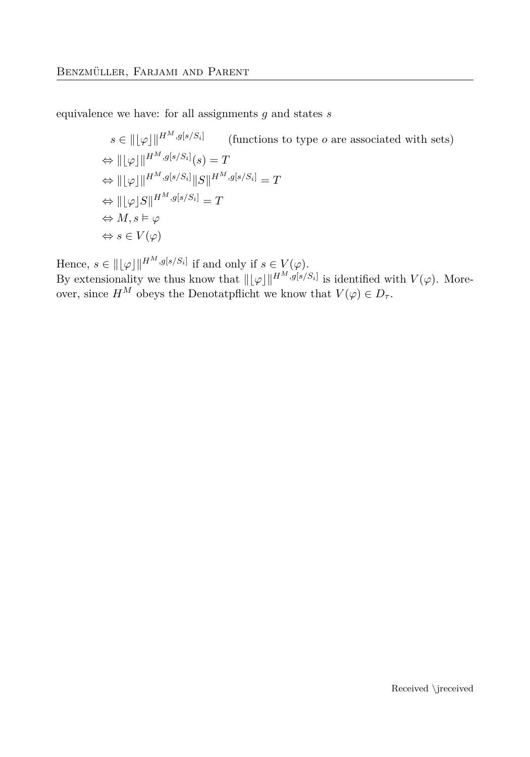equivalence we have: for all assignments $g$ and states $s$

$$
\begin{aligned}
& s \in \|\lfloor\varphi\rfloor\|^{H^M, g[s/S_i]} \qquad \text{(functions to type } o \text{ are associated with sets)} \\
\Leftrightarrow\ & \|\lfloor\varphi\rfloor\|^{H^M, g[s/S_i]}(s) = T \\
\Leftrightarrow\ & \|\lfloor\varphi\rfloor\|^{H^M, g[s/S_i]} \|S\|^{H^M, g[s/S_i]} = T \\
\Leftrightarrow\ & \|\lfloor\varphi\rfloor S\|^{H^M, g[s/S_i]} = T \\
\Leftrightarrow\ & M, s \vDash \varphi \\
\Leftrightarrow\ & s \in V(\varphi)
\end{aligned}
$$

Hence, $s \in \|\lfloor\varphi\rfloor\|^{H^M, g[s/S_i]}$ if and only if $s \in V(\varphi)$.
By extensionality we thus know that $\|\lfloor\varphi\rfloor\|^{H^M, g[s/S_i]}$ is identified with $V(\varphi)$. Moreover, since $H^M$ obeys the Denotatpflicht we know that $V(\varphi) \in D_\tau$.

Received \jreceived